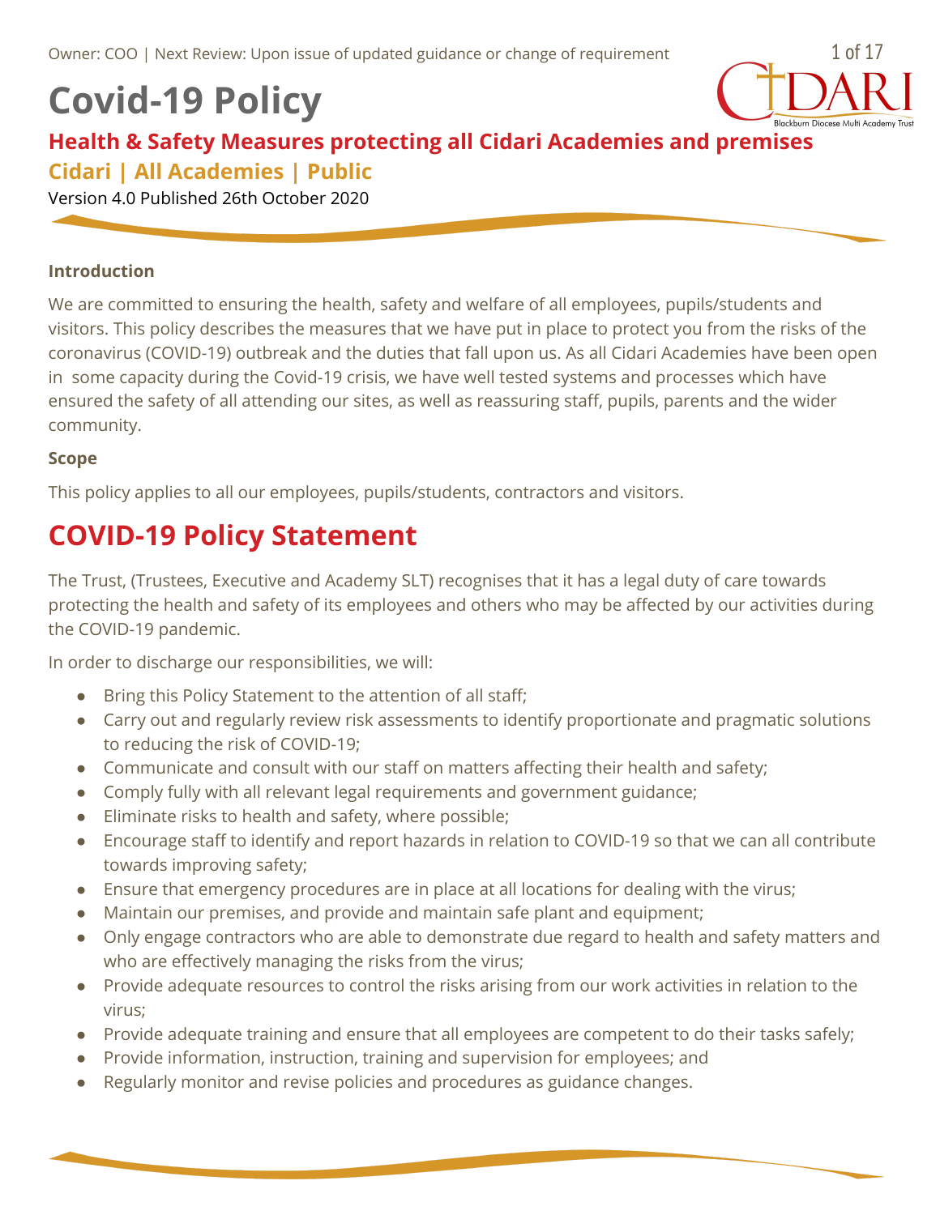Owner: COO | Next Review: Upon issue of updated guidance or change of requirement

# Covid-19 Policy

## Health & Safety Measures protecting all Cidari Academies and premises

### Cidari | All Academies | Public

Version 4.0 Published 26th October 2020

**Introduction**

We are committed to ensuring the health, safety and welfare of all employees, pupils/students and visitors. This policy describes the measures that we have put in place to protect you from the risks of the coronavirus (COVID-19) outbreak and the duties that fall upon us. As all Cidari Academies have been open in some capacity during the Covid-19 crisis, we have well tested systems and processes which have ensured the safety of all attending our sites, as well as reassuring staff, pupils, parents and the wider community.

**Scope**

This policy applies to all our employees, pupils/students, contractors and visitors.

## COVID-19 Policy Statement

The Trust, (Trustees, Executive and Academy SLT) recognises that it has a legal duty of care towards protecting the health and safety of its employees and others who may be affected by our activities during the COVID-19 pandemic.

In order to discharge our responsibilities, we will:

- Bring this Policy Statement to the attention of all staff;
- Carry out and regularly review risk assessments to identify proportionate and pragmatic solutions to reducing the risk of COVID-19;
- Communicate and consult with our staff on matters affecting their health and safety;
- Comply fully with all relevant legal requirements and government guidance;
- Eliminate risks to health and safety, where possible;
- Encourage staff to identify and report hazards in relation to COVID-19 so that we can all contribute towards improving safety;
- Ensure that emergency procedures are in place at all locations for dealing with the virus;
- Maintain our premises, and provide and maintain safe plant and equipment;
- Only engage contractors who are able to demonstrate due regard to health and safety matters and who are effectively managing the risks from the virus;
- Provide adequate resources to control the risks arising from our work activities in relation to the virus;
- Provide adequate training and ensure that all employees are competent to do their tasks safely;
- Provide information, instruction, training and supervision for employees; and
- Regularly monitor and revise policies and procedures as guidance changes.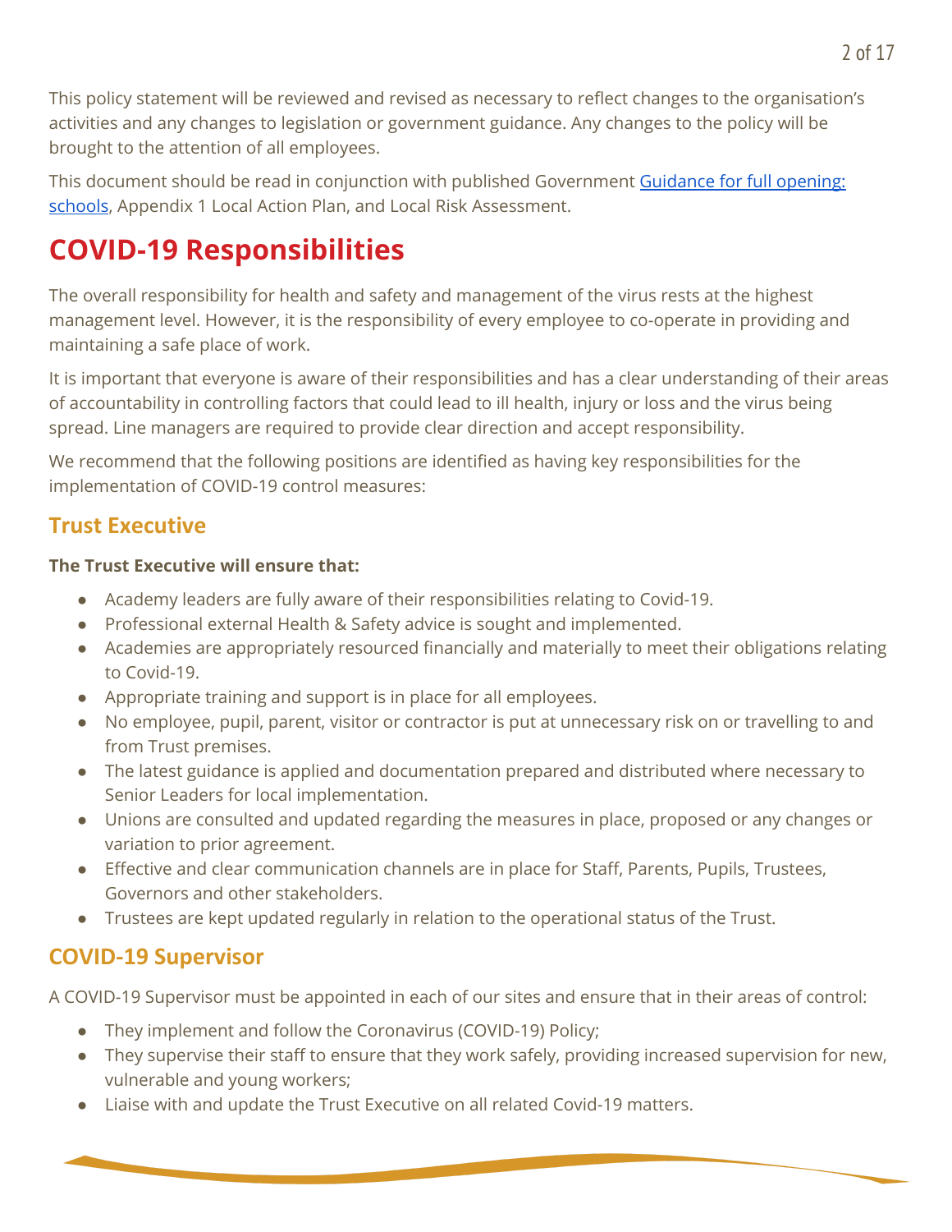This policy statement will be reviewed and revised as necessary to reflect changes to the organisation's activities and any changes to legislation or government guidance. Any changes to the policy will be brought to the attention of all employees.

This document should be read in conjunction with published Government [Guidance for full opening: schools](), Appendix 1 Local Action Plan, and Local Risk Assessment.

# COVID-19 Responsibilities

The overall responsibility for health and safety and management of the virus rests at the highest management level. However, it is the responsibility of every employee to co-operate in providing and maintaining a safe place of work.

It is important that everyone is aware of their responsibilities and has a clear understanding of their areas of accountability in controlling factors that could lead to ill health, injury or loss and the virus being spread. Line managers are required to provide clear direction and accept responsibility.

We recommend that the following positions are identified as having key responsibilities for the implementation of COVID-19 control measures:

## Trust Executive

**The Trust Executive will ensure that:**

- Academy leaders are fully aware of their responsibilities relating to Covid-19.
- Professional external Health & Safety advice is sought and implemented.
- Academies are appropriately resourced financially and materially to meet their obligations relating to Covid-19.
- Appropriate training and support is in place for all employees.
- No employee, pupil, parent, visitor or contractor is put at unnecessary risk on or travelling to and from Trust premises.
- The latest guidance is applied and documentation prepared and distributed where necessary to Senior Leaders for local implementation.
- Unions are consulted and updated regarding the measures in place, proposed or any changes or variation to prior agreement.
- Effective and clear communication channels are in place for Staff, Parents, Pupils, Trustees, Governors and other stakeholders.
- Trustees are kept updated regularly in relation to the operational status of the Trust.

## COVID-19 Supervisor

A COVID-19 Supervisor must be appointed in each of our sites and ensure that in their areas of control:

- They implement and follow the Coronavirus (COVID-19) Policy;
- They supervise their staff to ensure that they work safely, providing increased supervision for new, vulnerable and young workers;
- Liaise with and update the Trust Executive on all related Covid-19 matters.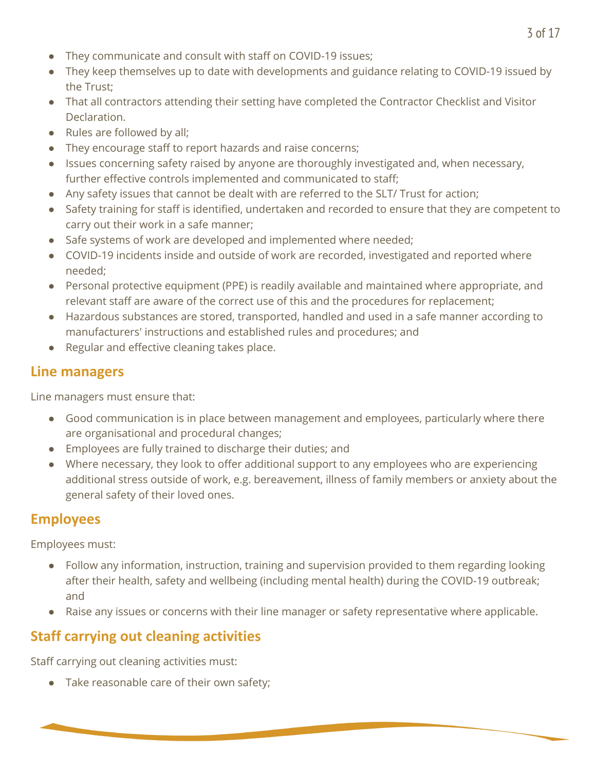- They communicate and consult with staff on COVID-19 issues;
- They keep themselves up to date with developments and guidance relating to COVID-19 issued by the Trust;
- That all contractors attending their setting have completed the Contractor Checklist and Visitor Declaration.
- Rules are followed by all;
- They encourage staff to report hazards and raise concerns;
- Issues concerning safety raised by anyone are thoroughly investigated and, when necessary, further effective controls implemented and communicated to staff;
- Any safety issues that cannot be dealt with are referred to the SLT/ Trust for action;
- Safety training for staff is identified, undertaken and recorded to ensure that they are competent to carry out their work in a safe manner;
- Safe systems of work are developed and implemented where needed;
- COVID-19 incidents inside and outside of work are recorded, investigated and reported where needed;
- Personal protective equipment (PPE) is readily available and maintained where appropriate, and relevant staff are aware of the correct use of this and the procedures for replacement;
- Hazardous substances are stored, transported, handled and used in a safe manner according to manufacturers' instructions and established rules and procedures; and
- Regular and effective cleaning takes place.

## Line managers

Line managers must ensure that:

- Good communication is in place between management and employees, particularly where there are organisational and procedural changes;
- Employees are fully trained to discharge their duties; and
- Where necessary, they look to offer additional support to any employees who are experiencing additional stress outside of work, e.g. bereavement, illness of family members or anxiety about the general safety of their loved ones.

## Employees

Employees must:

- Follow any information, instruction, training and supervision provided to them regarding looking after their health, safety and wellbeing (including mental health) during the COVID-19 outbreak; and
- Raise any issues or concerns with their line manager or safety representative where applicable.

## Staff carrying out cleaning activities

Staff carrying out cleaning activities must:

- Take reasonable care of their own safety;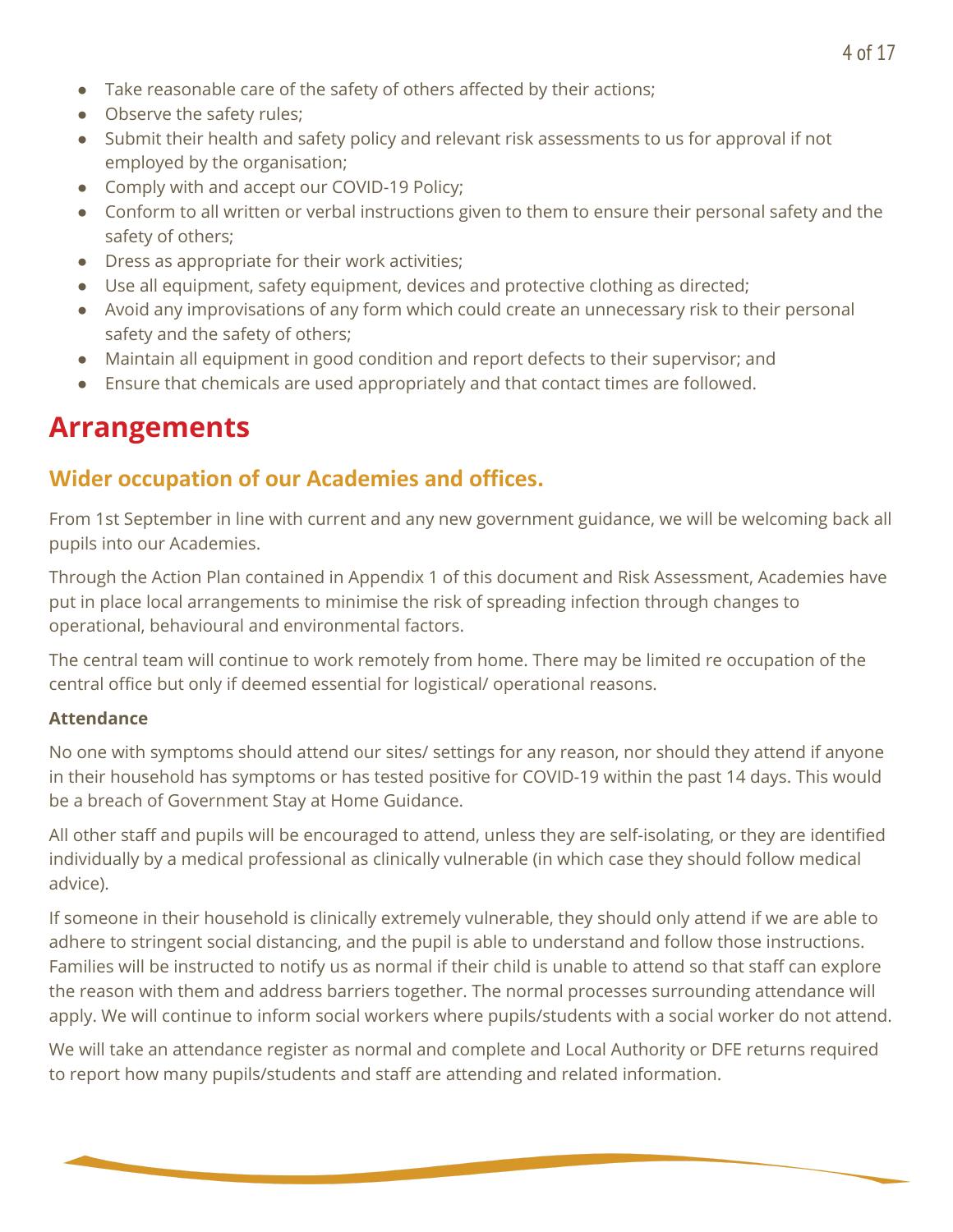- Take reasonable care of the safety of others affected by their actions;
- Observe the safety rules;
- Submit their health and safety policy and relevant risk assessments to us for approval if not employed by the organisation;
- Comply with and accept our COVID-19 Policy;
- Conform to all written or verbal instructions given to them to ensure their personal safety and the safety of others;
- Dress as appropriate for their work activities;
- Use all equipment, safety equipment, devices and protective clothing as directed;
- Avoid any improvisations of any form which could create an unnecessary risk to their personal safety and the safety of others;
- Maintain all equipment in good condition and report defects to their supervisor; and
- Ensure that chemicals are used appropriately and that contact times are followed.

# Arrangements

## Wider occupation of our Academies and offices.

From 1st September in line with current and any new government guidance, we will be welcoming back all pupils into our Academies.

Through the Action Plan contained in Appendix 1 of this document and Risk Assessment, Academies have put in place local arrangements to minimise the risk of spreading infection through changes to operational, behavioural and environmental factors.

The central team will continue to work remotely from home. There may be limited re occupation of the central office but only if deemed essential for logistical/ operational reasons.

**Attendance**

No one with symptoms should attend our sites/ settings for any reason, nor should they attend if anyone in their household has symptoms or has tested positive for COVID-19 within the past 14 days. This would be a breach of Government Stay at Home Guidance.

All other staff and pupils will be encouraged to attend, unless they are self-isolating, or they are identified individually by a medical professional as clinically vulnerable (in which case they should follow medical advice).

If someone in their household is clinically extremely vulnerable, they should only attend if we are able to adhere to stringent social distancing, and the pupil is able to understand and follow those instructions. Families will be instructed to notify us as normal if their child is unable to attend so that staff can explore the reason with them and address barriers together. The normal processes surrounding attendance will apply. We will continue to inform social workers where pupils/students with a social worker do not attend.

We will take an attendance register as normal and complete and Local Authority or DFE returns required to report how many pupils/students and staff are attending and related information.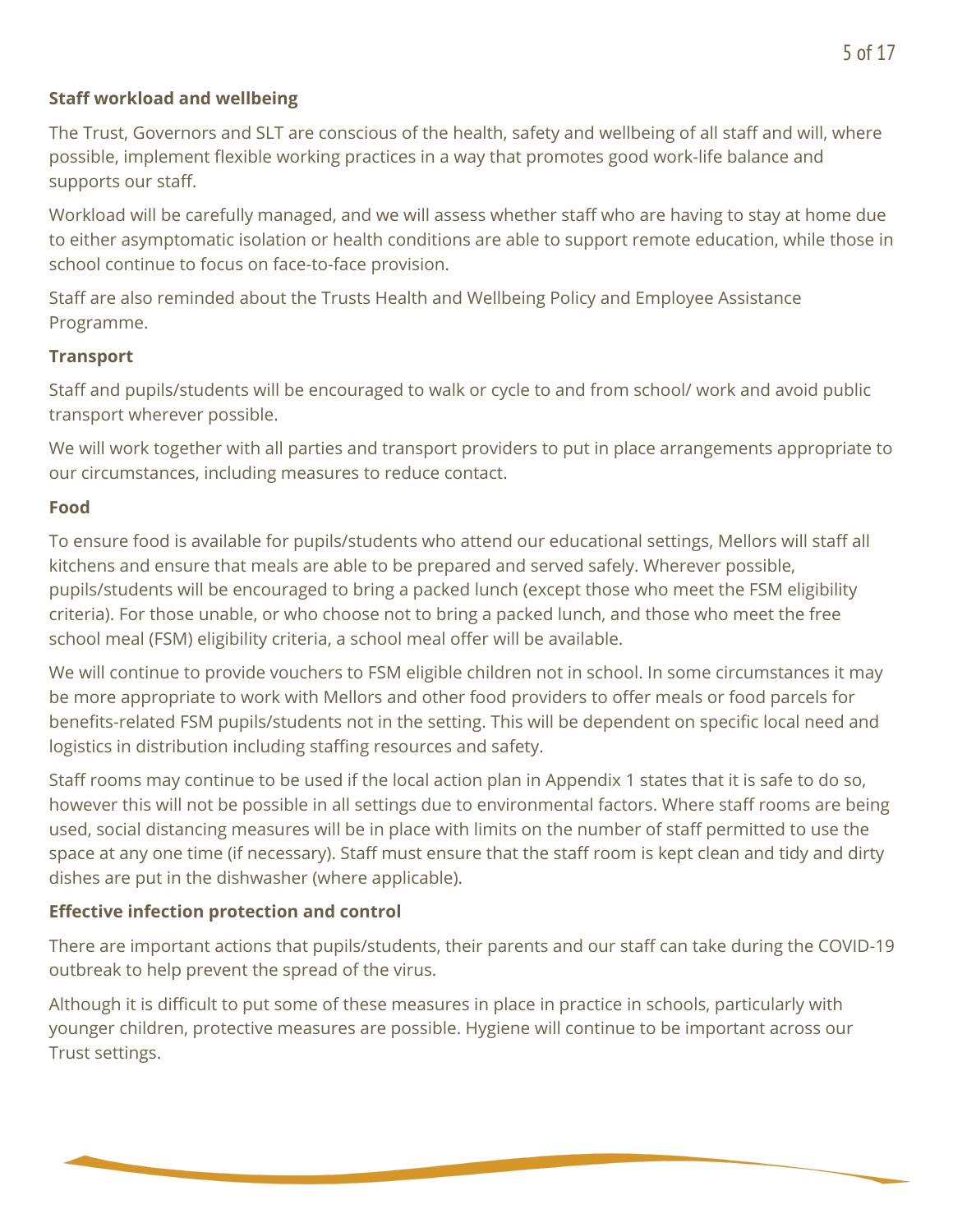**Staff workload and wellbeing**

The Trust, Governors and SLT are conscious of the health, safety and wellbeing of all staff and will, where possible, implement flexible working practices in a way that promotes good work-life balance and supports our staff.

Workload will be carefully managed, and we will assess whether staff who are having to stay at home due to either asymptomatic isolation or health conditions are able to support remote education, while those in school continue to focus on face-to-face provision.

Staff are also reminded about the Trusts Health and Wellbeing Policy and Employee Assistance Programme.

**Transport**

Staff and pupils/students will be encouraged to walk or cycle to and from school/ work and avoid public transport wherever possible.

We will work together with all parties and transport providers to put in place arrangements appropriate to our circumstances, including measures to reduce contact.

**Food**

To ensure food is available for pupils/students who attend our educational settings, Mellors will staff all kitchens and ensure that meals are able to be prepared and served safely. Wherever possible, pupils/students will be encouraged to bring a packed lunch (except those who meet the FSM eligibility criteria). For those unable, or who choose not to bring a packed lunch, and those who meet the free school meal (FSM) eligibility criteria, a school meal offer will be available.

We will continue to provide vouchers to FSM eligible children not in school. In some circumstances it may be more appropriate to work with Mellors and other food providers to offer meals or food parcels for benefits-related FSM pupils/students not in the setting. This will be dependent on specific local need and logistics in distribution including staffing resources and safety.

Staff rooms may continue to be used if the local action plan in Appendix 1 states that it is safe to do so, however this will not be possible in all settings due to environmental factors. Where staff rooms are being used, social distancing measures will be in place with limits on the number of staff permitted to use the space at any one time (if necessary). Staff must ensure that the staff room is kept clean and tidy and dirty dishes are put in the dishwasher (where applicable).

**Effective infection protection and control**

There are important actions that pupils/students, their parents and our staff can take during the COVID-19 outbreak to help prevent the spread of the virus.

Although it is difficult to put some of these measures in place in practice in schools, particularly with younger children, protective measures are possible. Hygiene will continue to be important across our Trust settings.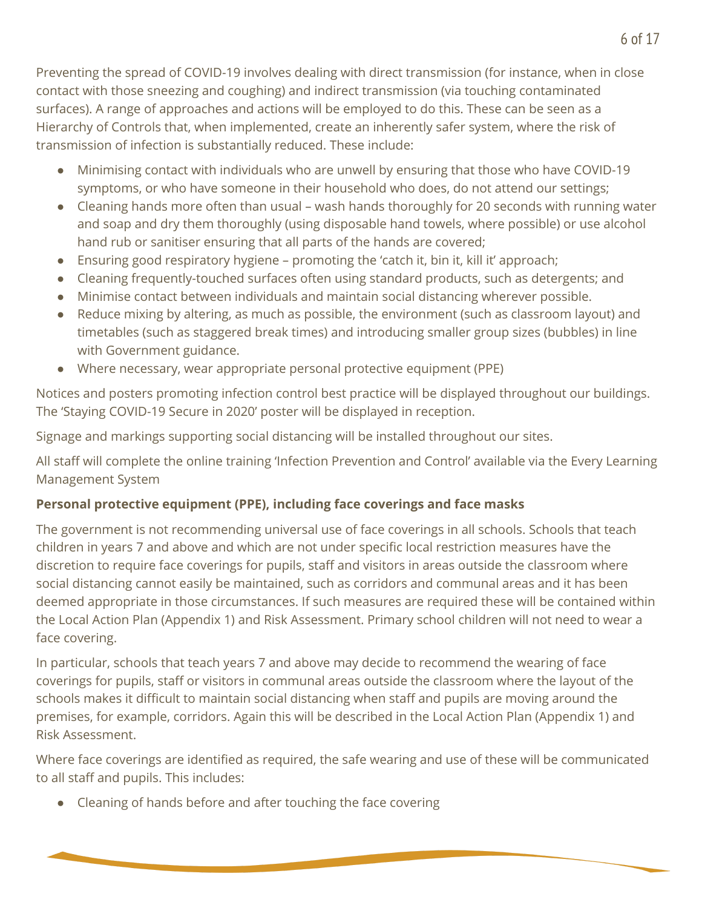Preventing the spread of COVID-19 involves dealing with direct transmission (for instance, when in close contact with those sneezing and coughing) and indirect transmission (via touching contaminated surfaces). A range of approaches and actions will be employed to do this. These can be seen as a Hierarchy of Controls that, when implemented, create an inherently safer system, where the risk of transmission of infection is substantially reduced. These include:

- Minimising contact with individuals who are unwell by ensuring that those who have COVID-19 symptoms, or who have someone in their household who does, do not attend our settings;
- Cleaning hands more often than usual – wash hands thoroughly for 20 seconds with running water and soap and dry them thoroughly (using disposable hand towels, where possible) or use alcohol hand rub or sanitiser ensuring that all parts of the hands are covered;
- Ensuring good respiratory hygiene – promoting the 'catch it, bin it, kill it' approach;
- Cleaning frequently-touched surfaces often using standard products, such as detergents; and
- Minimise contact between individuals and maintain social distancing wherever possible.
- Reduce mixing by altering, as much as possible, the environment (such as classroom layout) and timetables (such as staggered break times) and introducing smaller group sizes (bubbles) in line with Government guidance.
- Where necessary, wear appropriate personal protective equipment (PPE)

Notices and posters promoting infection control best practice will be displayed throughout our buildings. The 'Staying COVID-19 Secure in 2020' poster will be displayed in reception.

Signage and markings supporting social distancing will be installed throughout our sites.

All staff will complete the online training 'Infection Prevention and Control' available via the Every Learning Management System

**Personal protective equipment (PPE), including face coverings and face masks**

The government is not recommending universal use of face coverings in all schools. Schools that teach children in years 7 and above and which are not under specific local restriction measures have the discretion to require face coverings for pupils, staff and visitors in areas outside the classroom where social distancing cannot easily be maintained, such as corridors and communal areas and it has been deemed appropriate in those circumstances. If such measures are required these will be contained within the Local Action Plan (Appendix 1) and Risk Assessment. Primary school children will not need to wear a face covering.

In particular, schools that teach years 7 and above may decide to recommend the wearing of face coverings for pupils, staff or visitors in communal areas outside the classroom where the layout of the schools makes it difficult to maintain social distancing when staff and pupils are moving around the premises, for example, corridors. Again this will be described in the Local Action Plan (Appendix 1) and Risk Assessment.

Where face coverings are identified as required, the safe wearing and use of these will be communicated to all staff and pupils. This includes:

- Cleaning of hands before and after touching the face covering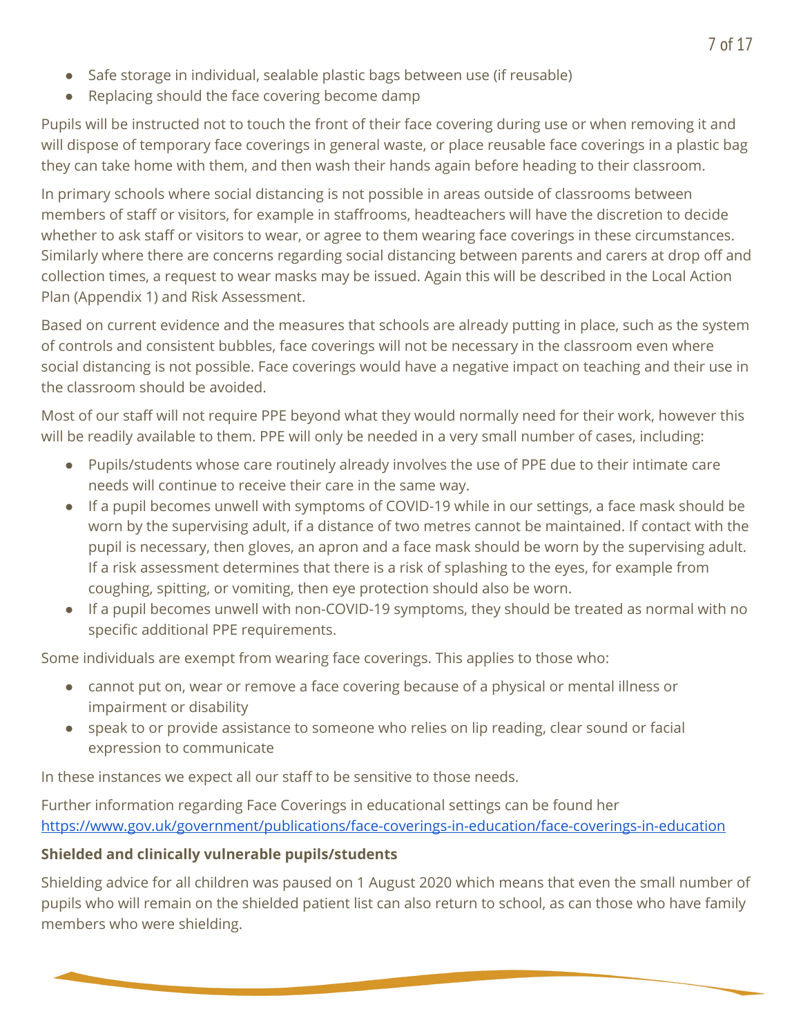- Safe storage in individual, sealable plastic bags between use (if reusable)
- Replacing should the face covering become damp

Pupils will be instructed not to touch the front of their face covering during use or when removing it and will dispose of temporary face coverings in general waste, or place reusable face coverings in a plastic bag they can take home with them, and then wash their hands again before heading to their classroom.

In primary schools where social distancing is not possible in areas outside of classrooms between members of staff or visitors, for example in staffrooms, headteachers will have the discretion to decide whether to ask staff or visitors to wear, or agree to them wearing face coverings in these circumstances. Similarly where there are concerns regarding social distancing between parents and carers at drop off and collection times, a request to wear masks may be issued. Again this will be described in the Local Action Plan (Appendix 1) and Risk Assessment.

Based on current evidence and the measures that schools are already putting in place, such as the system of controls and consistent bubbles, face coverings will not be necessary in the classroom even where social distancing is not possible. Face coverings would have a negative impact on teaching and their use in the classroom should be avoided.

Most of our staff will not require PPE beyond what they would normally need for their work, however this will be readily available to them. PPE will only be needed in a very small number of cases, including:

- Pupils/students whose care routinely already involves the use of PPE due to their intimate care needs will continue to receive their care in the same way.
- If a pupil becomes unwell with symptoms of COVID-19 while in our settings, a face mask should be worn by the supervising adult, if a distance of two metres cannot be maintained. If contact with the pupil is necessary, then gloves, an apron and a face mask should be worn by the supervising adult. If a risk assessment determines that there is a risk of splashing to the eyes, for example from coughing, spitting, or vomiting, then eye protection should also be worn.
- If a pupil becomes unwell with non-COVID-19 symptoms, they should be treated as normal with no specific additional PPE requirements.

Some individuals are exempt from wearing face coverings. This applies to those who:

- cannot put on, wear or remove a face covering because of a physical or mental illness or impairment or disability
- speak to or provide assistance to someone who relies on lip reading, clear sound or facial expression to communicate

In these instances we expect all our staff to be sensitive to those needs.

Further information regarding Face Coverings in educational settings can be found her https://www.gov.uk/government/publications/face-coverings-in-education/face-coverings-in-education

**Shielded and clinically vulnerable pupils/students**

Shielding advice for all children was paused on 1 August 2020 which means that even the small number of pupils who will remain on the shielded patient list can also return to school, as can those who have family members who were shielding.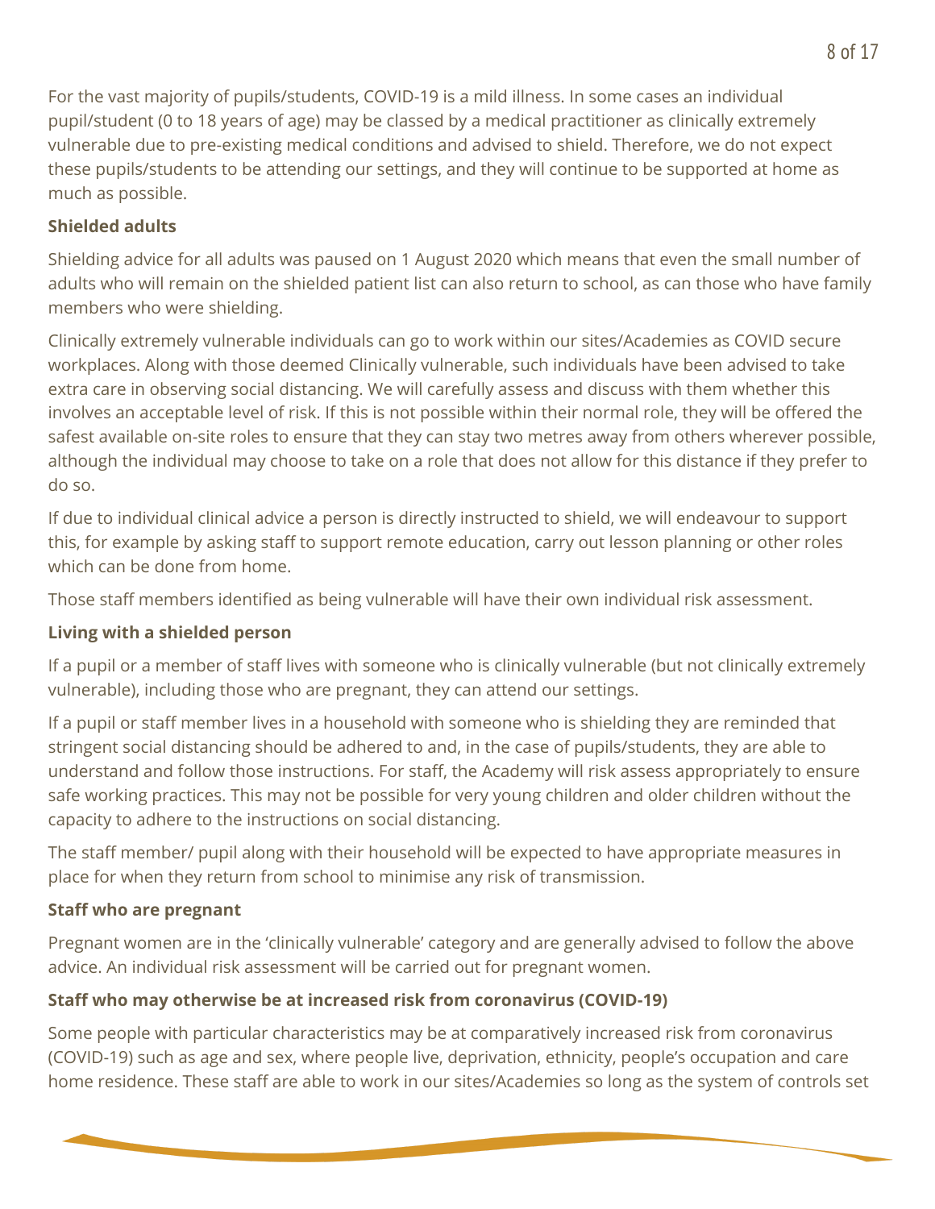For the vast majority of pupils/students, COVID-19 is a mild illness. In some cases an individual pupil/student (0 to 18 years of age) may be classed by a medical practitioner as clinically extremely vulnerable due to pre-existing medical conditions and advised to shield. Therefore, we do not expect these pupils/students to be attending our settings, and they will continue to be supported at home as much as possible.

**Shielded adults**

Shielding advice for all adults was paused on 1 August 2020 which means that even the small number of adults who will remain on the shielded patient list can also return to school, as can those who have family members who were shielding.

Clinically extremely vulnerable individuals can go to work within our sites/Academies as COVID secure workplaces. Along with those deemed Clinically vulnerable, such individuals have been advised to take extra care in observing social distancing. We will carefully assess and discuss with them whether this involves an acceptable level of risk. If this is not possible within their normal role, they will be offered the safest available on-site roles to ensure that they can stay two metres away from others wherever possible, although the individual may choose to take on a role that does not allow for this distance if they prefer to do so.

If due to individual clinical advice a person is directly instructed to shield, we will endeavour to support this, for example by asking staff to support remote education, carry out lesson planning or other roles which can be done from home.

Those staff members identified as being vulnerable will have their own individual risk assessment.

**Living with a shielded person**

If a pupil or a member of staff lives with someone who is clinically vulnerable (but not clinically extremely vulnerable), including those who are pregnant, they can attend our settings.

If a pupil or staff member lives in a household with someone who is shielding they are reminded that stringent social distancing should be adhered to and, in the case of pupils/students, they are able to understand and follow those instructions. For staff, the Academy will risk assess appropriately to ensure safe working practices. This may not be possible for very young children and older children without the capacity to adhere to the instructions on social distancing.

The staff member/ pupil along with their household will be expected to have appropriate measures in place for when they return from school to minimise any risk of transmission.

**Staff who are pregnant**

Pregnant women are in the 'clinically vulnerable' category and are generally advised to follow the above advice. An individual risk assessment will be carried out for pregnant women.

**Staff who may otherwise be at increased risk from coronavirus (COVID-19)**

Some people with particular characteristics may be at comparatively increased risk from coronavirus (COVID-19) such as age and sex, where people live, deprivation, ethnicity, people's occupation and care home residence. These staff are able to work in our sites/Academies so long as the system of controls set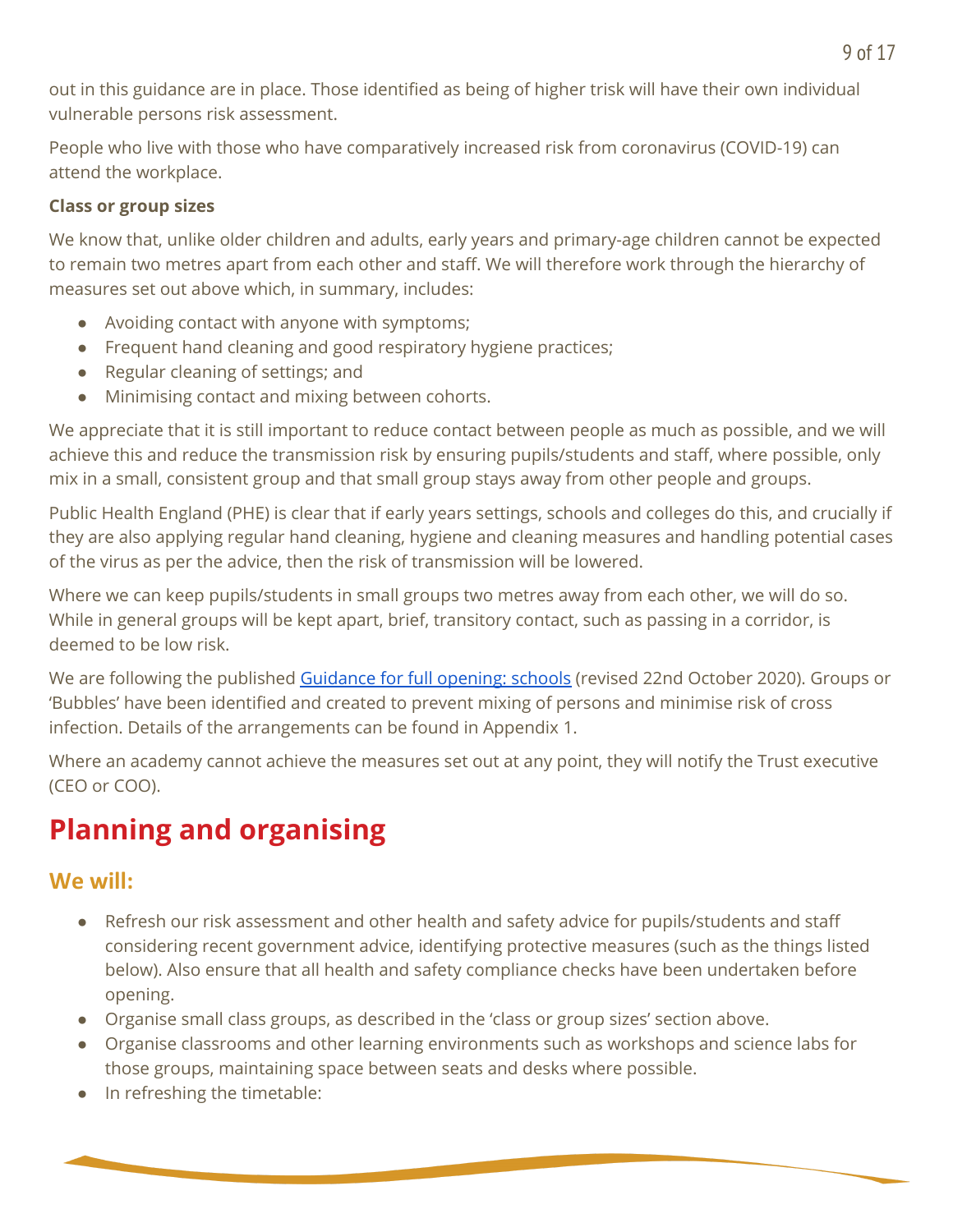out in this guidance are in place. Those identified as being of higher trisk will have their own individual vulnerable persons risk assessment.

People who live with those who have comparatively increased risk from coronavirus (COVID-19) can attend the workplace.

**Class or group sizes**

We know that, unlike older children and adults, early years and primary-age children cannot be expected to remain two metres apart from each other and staff. We will therefore work through the hierarchy of measures set out above which, in summary, includes:

- Avoiding contact with anyone with symptoms;
- Frequent hand cleaning and good respiratory hygiene practices;
- Regular cleaning of settings; and
- Minimising contact and mixing between cohorts.

We appreciate that it is still important to reduce contact between people as much as possible, and we will achieve this and reduce the transmission risk by ensuring pupils/students and staff, where possible, only mix in a small, consistent group and that small group stays away from other people and groups.

Public Health England (PHE) is clear that if early years settings, schools and colleges do this, and crucially if they are also applying regular hand cleaning, hygiene and cleaning measures and handling potential cases of the virus as per the advice, then the risk of transmission will be lowered.

Where we can keep pupils/students in small groups two metres away from each other, we will do so. While in general groups will be kept apart, brief, transitory contact, such as passing in a corridor, is deemed to be low risk.

We are following the published [Guidance for full opening: schools] (revised 22nd October 2020). Groups or 'Bubbles' have been identified and created to prevent mixing of persons and minimise risk of cross infection. Details of the arrangements can be found in Appendix 1.

Where an academy cannot achieve the measures set out at any point, they will notify the Trust executive (CEO or COO).

# Planning and organising

## We will:

- Refresh our risk assessment and other health and safety advice for pupils/students and staff considering recent government advice, identifying protective measures (such as the things listed below). Also ensure that all health and safety compliance checks have been undertaken before opening.
- Organise small class groups, as described in the 'class or group sizes' section above.
- Organise classrooms and other learning environments such as workshops and science labs for those groups, maintaining space between seats and desks where possible.
- In refreshing the timetable: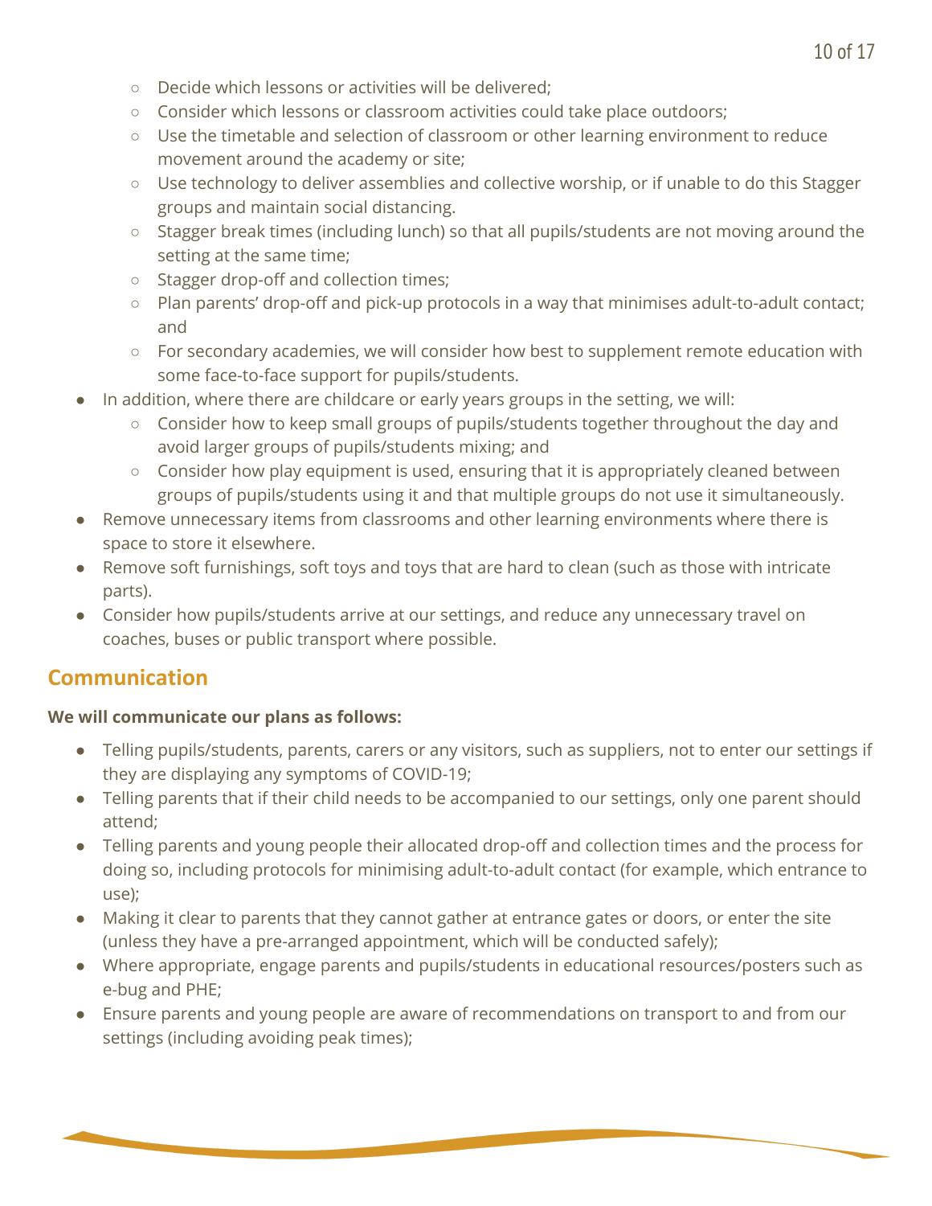- Decide which lessons or activities will be delivered;
    - Consider which lessons or classroom activities could take place outdoors;
    - Use the timetable and selection of classroom or other learning environment to reduce movement around the academy or site;
    - Use technology to deliver assemblies and collective worship, or if unable to do this Stagger groups and maintain social distancing.
    - Stagger break times (including lunch) so that all pupils/students are not moving around the setting at the same time;
    - Stagger drop-off and collection times;
    - Plan parents' drop-off and pick-up protocols in a way that minimises adult-to-adult contact; and
    - For secondary academies, we will consider how best to supplement remote education with some face-to-face support for pupils/students.
- In addition, where there are childcare or early years groups in the setting, we will:
    - Consider how to keep small groups of pupils/students together throughout the day and avoid larger groups of pupils/students mixing; and
    - Consider how play equipment is used, ensuring that it is appropriately cleaned between groups of pupils/students using it and that multiple groups do not use it simultaneously.
- Remove unnecessary items from classrooms and other learning environments where there is space to store it elsewhere.
- Remove soft furnishings, soft toys and toys that are hard to clean (such as those with intricate parts).
- Consider how pupils/students arrive at our settings, and reduce any unnecessary travel on coaches, buses or public transport where possible.

## Communication

**We will communicate our plans as follows:**

- Telling pupils/students, parents, carers or any visitors, such as suppliers, not to enter our settings if they are displaying any symptoms of COVID-19;
- Telling parents that if their child needs to be accompanied to our settings, only one parent should attend;
- Telling parents and young people their allocated drop-off and collection times and the process for doing so, including protocols for minimising adult-to-adult contact (for example, which entrance to use);
- Making it clear to parents that they cannot gather at entrance gates or doors, or enter the site (unless they have a pre-arranged appointment, which will be conducted safely);
- Where appropriate, engage parents and pupils/students in educational resources/posters such as e-bug and PHE;
- Ensure parents and young people are aware of recommendations on transport to and from our settings (including avoiding peak times);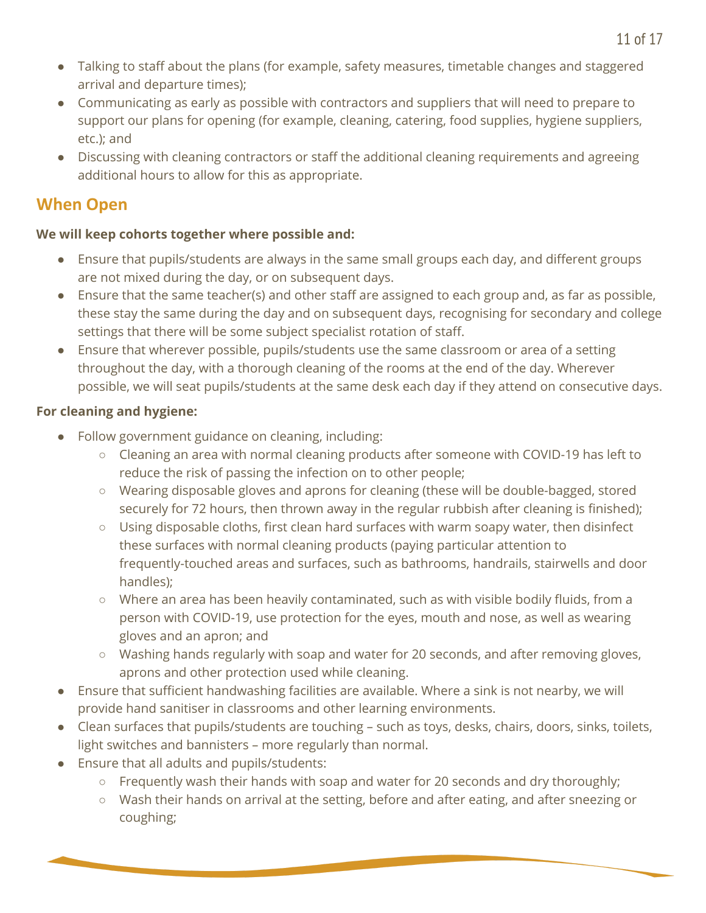- Talking to staff about the plans (for example, safety measures, timetable changes and staggered arrival and departure times);
- Communicating as early as possible with contractors and suppliers that will need to prepare to support our plans for opening (for example, cleaning, catering, food supplies, hygiene suppliers, etc.); and
- Discussing with cleaning contractors or staff the additional cleaning requirements and agreeing additional hours to allow for this as appropriate.

## When Open

**We will keep cohorts together where possible and:**

- Ensure that pupils/students are always in the same small groups each day, and different groups are not mixed during the day, or on subsequent days.
- Ensure that the same teacher(s) and other staff are assigned to each group and, as far as possible, these stay the same during the day and on subsequent days, recognising for secondary and college settings that there will be some subject specialist rotation of staff.
- Ensure that wherever possible, pupils/students use the same classroom or area of a setting throughout the day, with a thorough cleaning of the rooms at the end of the day. Wherever possible, we will seat pupils/students at the same desk each day if they attend on consecutive days.

**For cleaning and hygiene:**

- Follow government guidance on cleaning, including:
  - Cleaning an area with normal cleaning products after someone with COVID-19 has left to reduce the risk of passing the infection on to other people;
  - Wearing disposable gloves and aprons for cleaning (these will be double-bagged, stored securely for 72 hours, then thrown away in the regular rubbish after cleaning is finished);
  - Using disposable cloths, first clean hard surfaces with warm soapy water, then disinfect these surfaces with normal cleaning products (paying particular attention to frequently-touched areas and surfaces, such as bathrooms, handrails, stairwells and door handles);
  - Where an area has been heavily contaminated, such as with visible bodily fluids, from a person with COVID-19, use protection for the eyes, mouth and nose, as well as wearing gloves and an apron; and
  - Washing hands regularly with soap and water for 20 seconds, and after removing gloves, aprons and other protection used while cleaning.
- Ensure that sufficient handwashing facilities are available. Where a sink is not nearby, we will provide hand sanitiser in classrooms and other learning environments.
- Clean surfaces that pupils/students are touching – such as toys, desks, chairs, doors, sinks, toilets, light switches and bannisters – more regularly than normal.
- Ensure that all adults and pupils/students:
  - Frequently wash their hands with soap and water for 20 seconds and dry thoroughly;
  - Wash their hands on arrival at the setting, before and after eating, and after sneezing or coughing;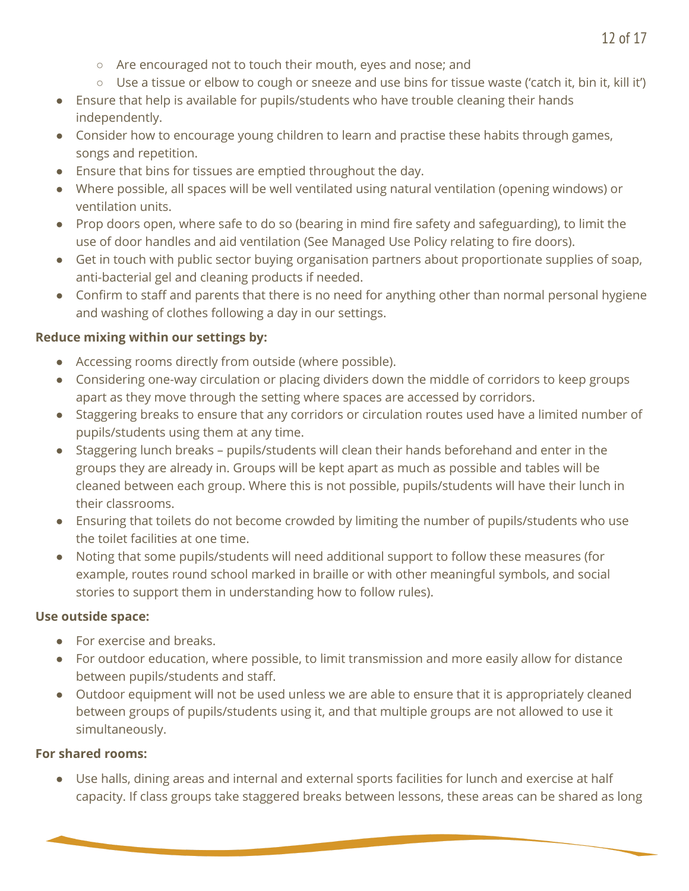- Are encouraged not to touch their mouth, eyes and nose; and
  - Use a tissue or elbow to cough or sneeze and use bins for tissue waste ('catch it, bin it, kill it')
- Ensure that help is available for pupils/students who have trouble cleaning their hands independently.
- Consider how to encourage young children to learn and practise these habits through games, songs and repetition.
- Ensure that bins for tissues are emptied throughout the day.
- Where possible, all spaces will be well ventilated using natural ventilation (opening windows) or ventilation units.
- Prop doors open, where safe to do so (bearing in mind fire safety and safeguarding), to limit the use of door handles and aid ventilation (See Managed Use Policy relating to fire doors).
- Get in touch with public sector buying organisation partners about proportionate supplies of soap, anti-bacterial gel and cleaning products if needed.
- Confirm to staff and parents that there is no need for anything other than normal personal hygiene and washing of clothes following a day in our settings.

**Reduce mixing within our settings by:**

- Accessing rooms directly from outside (where possible).
- Considering one-way circulation or placing dividers down the middle of corridors to keep groups apart as they move through the setting where spaces are accessed by corridors.
- Staggering breaks to ensure that any corridors or circulation routes used have a limited number of pupils/students using them at any time.
- Staggering lunch breaks – pupils/students will clean their hands beforehand and enter in the groups they are already in. Groups will be kept apart as much as possible and tables will be cleaned between each group. Where this is not possible, pupils/students will have their lunch in their classrooms.
- Ensuring that toilets do not become crowded by limiting the number of pupils/students who use the toilet facilities at one time.
- Noting that some pupils/students will need additional support to follow these measures (for example, routes round school marked in braille or with other meaningful symbols, and social stories to support them in understanding how to follow rules).

**Use outside space:**

- For exercise and breaks.
- For outdoor education, where possible, to limit transmission and more easily allow for distance between pupils/students and staff.
- Outdoor equipment will not be used unless we are able to ensure that it is appropriately cleaned between groups of pupils/students using it, and that multiple groups are not allowed to use it simultaneously.

**For shared rooms:**

- Use halls, dining areas and internal and external sports facilities for lunch and exercise at half capacity. If class groups take staggered breaks between lessons, these areas can be shared as long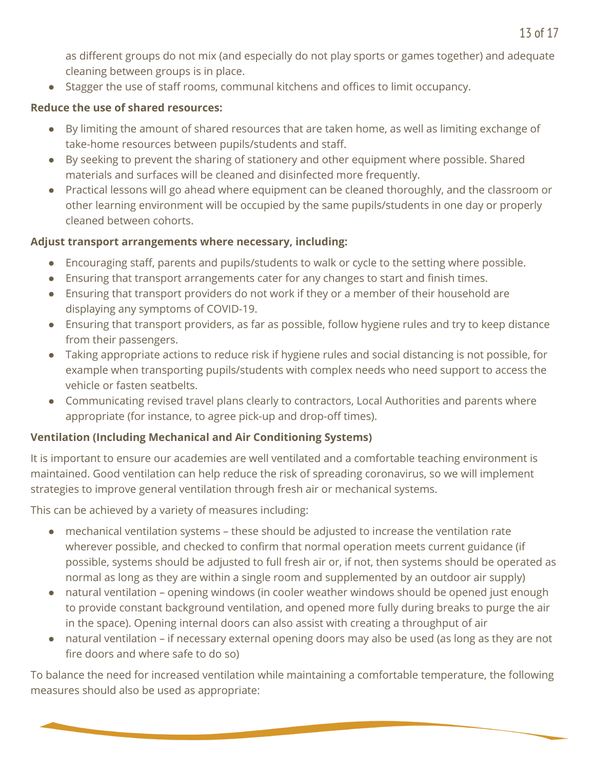as different groups do not mix (and especially do not play sports or games together) and adequate cleaning between groups is in place.

- Stagger the use of staff rooms, communal kitchens and offices to limit occupancy.

**Reduce the use of shared resources:**

- By limiting the amount of shared resources that are taken home, as well as limiting exchange of take-home resources between pupils/students and staff.
- By seeking to prevent the sharing of stationery and other equipment where possible. Shared materials and surfaces will be cleaned and disinfected more frequently.
- Practical lessons will go ahead where equipment can be cleaned thoroughly, and the classroom or other learning environment will be occupied by the same pupils/students in one day or properly cleaned between cohorts.

**Adjust transport arrangements where necessary, including:**

- Encouraging staff, parents and pupils/students to walk or cycle to the setting where possible.
- Ensuring that transport arrangements cater for any changes to start and finish times.
- Ensuring that transport providers do not work if they or a member of their household are displaying any symptoms of COVID-19.
- Ensuring that transport providers, as far as possible, follow hygiene rules and try to keep distance from their passengers.
- Taking appropriate actions to reduce risk if hygiene rules and social distancing is not possible, for example when transporting pupils/students with complex needs who need support to access the vehicle or fasten seatbelts.
- Communicating revised travel plans clearly to contractors, Local Authorities and parents where appropriate (for instance, to agree pick-up and drop-off times).

**Ventilation (Including Mechanical and Air Conditioning Systems)**

It is important to ensure our academies are well ventilated and a comfortable teaching environment is maintained. Good ventilation can help reduce the risk of spreading coronavirus, so we will implement strategies to improve general ventilation through fresh air or mechanical systems.

This can be achieved by a variety of measures including:

- mechanical ventilation systems – these should be adjusted to increase the ventilation rate wherever possible, and checked to confirm that normal operation meets current guidance (if possible, systems should be adjusted to full fresh air or, if not, then systems should be operated as normal as long as they are within a single room and supplemented by an outdoor air supply)
- natural ventilation – opening windows (in cooler weather windows should be opened just enough to provide constant background ventilation, and opened more fully during breaks to purge the air in the space). Opening internal doors can also assist with creating a throughput of air
- natural ventilation – if necessary external opening doors may also be used (as long as they are not fire doors and where safe to do so)

To balance the need for increased ventilation while maintaining a comfortable temperature, the following measures should also be used as appropriate: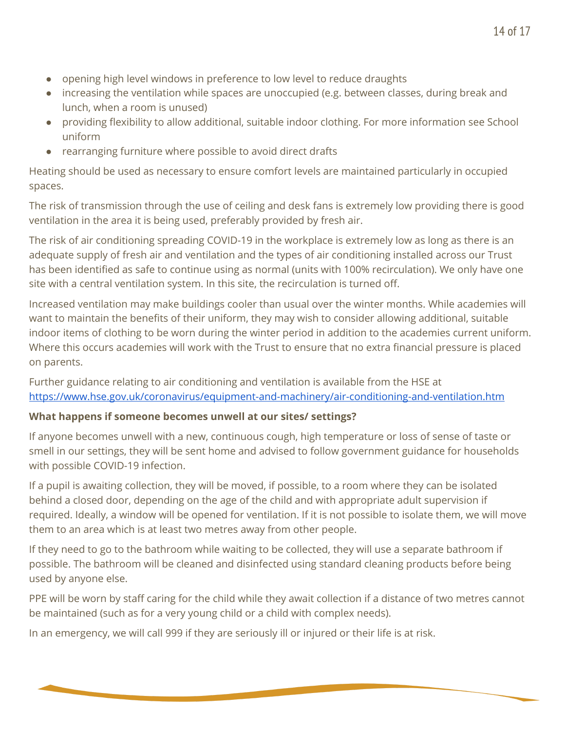- opening high level windows in preference to low level to reduce draughts
- increasing the ventilation while spaces are unoccupied (e.g. between classes, during break and lunch, when a room is unused)
- providing flexibility to allow additional, suitable indoor clothing. For more information see School uniform
- rearranging furniture where possible to avoid direct drafts

Heating should be used as necessary to ensure comfort levels are maintained particularly in occupied spaces.

The risk of transmission through the use of ceiling and desk fans is extremely low providing there is good ventilation in the area it is being used, preferably provided by fresh air.

The risk of air conditioning spreading COVID-19 in the workplace is extremely low as long as there is an adequate supply of fresh air and ventilation and the types of air conditioning installed across our Trust has been identified as safe to continue using as normal (units with 100% recirculation). We only have one site with a central ventilation system. In this site, the recirculation is turned off.

Increased ventilation may make buildings cooler than usual over the winter months. While academies will want to maintain the benefits of their uniform, they may wish to consider allowing additional, suitable indoor items of clothing to be worn during the winter period in addition to the academies current uniform. Where this occurs academies will work with the Trust to ensure that no extra financial pressure is placed on parents.

Further guidance relating to air conditioning and ventilation is available from the HSE at [https://www.hse.gov.uk/coronavirus/equipment-and-machinery/air-conditioning-and-ventilation.htm](https://www.hse.gov.uk/coronavirus/equipment-and-machinery/air-conditioning-and-ventilation.htm)

**What happens if someone becomes unwell at our sites/ settings?**

If anyone becomes unwell with a new, continuous cough, high temperature or loss of sense of taste or smell in our settings, they will be sent home and advised to follow government guidance for households with possible COVID-19 infection.

If a pupil is awaiting collection, they will be moved, if possible, to a room where they can be isolated behind a closed door, depending on the age of the child and with appropriate adult supervision if required. Ideally, a window will be opened for ventilation. If it is not possible to isolate them, we will move them to an area which is at least two metres away from other people.

If they need to go to the bathroom while waiting to be collected, they will use a separate bathroom if possible. The bathroom will be cleaned and disinfected using standard cleaning products before being used by anyone else.

PPE will be worn by staff caring for the child while they await collection if a distance of two metres cannot be maintained (such as for a very young child or a child with complex needs).

In an emergency, we will call 999 if they are seriously ill or injured or their life is at risk.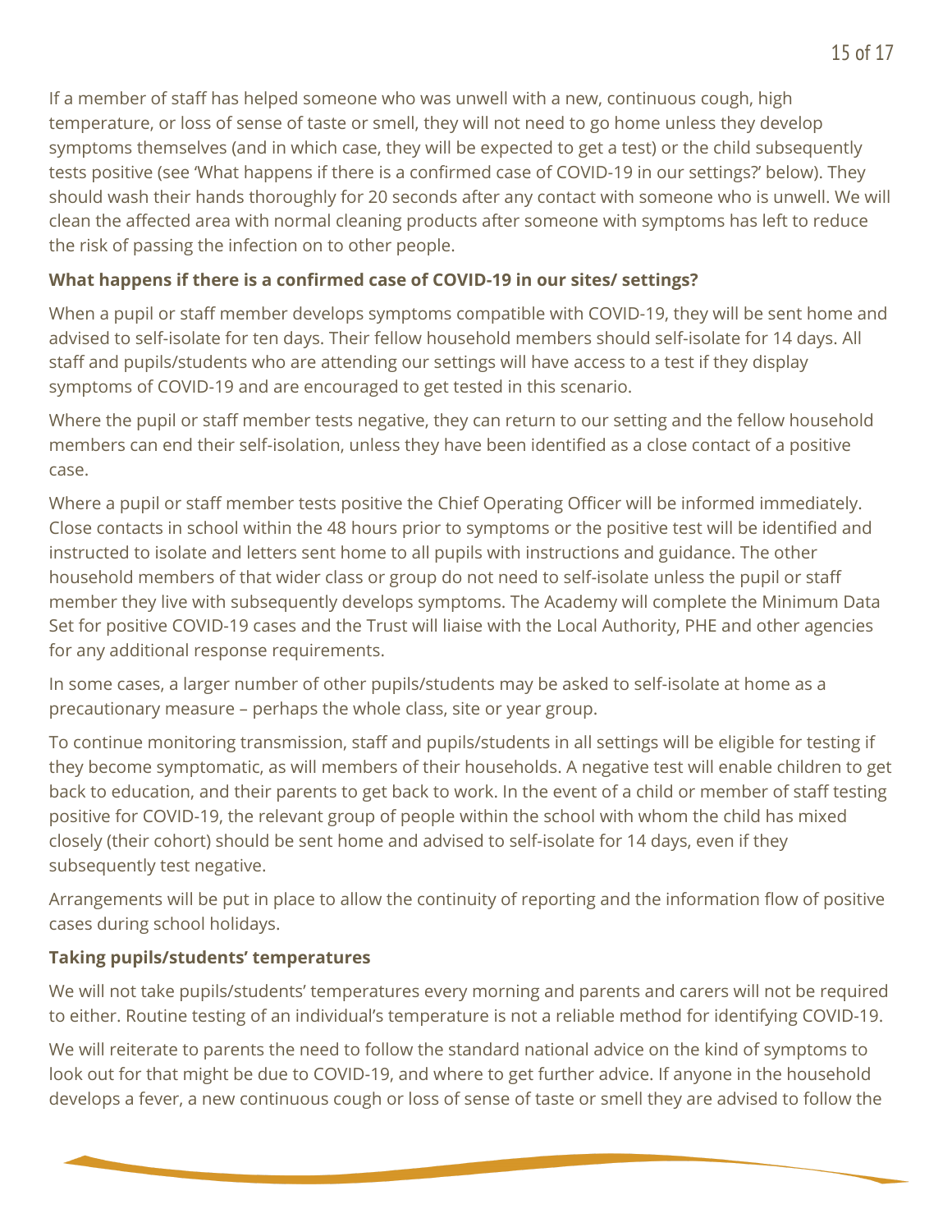If a member of staff has helped someone who was unwell with a new, continuous cough, high temperature, or loss of sense of taste or smell, they will not need to go home unless they develop symptoms themselves (and in which case, they will be expected to get a test) or the child subsequently tests positive (see 'What happens if there is a confirmed case of COVID-19 in our settings?' below). They should wash their hands thoroughly for 20 seconds after any contact with someone who is unwell. We will clean the affected area with normal cleaning products after someone with symptoms has left to reduce the risk of passing the infection on to other people.

**What happens if there is a confirmed case of COVID-19 in our sites/ settings?**

When a pupil or staff member develops symptoms compatible with COVID-19, they will be sent home and advised to self-isolate for ten days. Their fellow household members should self-isolate for 14 days. All staff and pupils/students who are attending our settings will have access to a test if they display symptoms of COVID-19 and are encouraged to get tested in this scenario.

Where the pupil or staff member tests negative, they can return to our setting and the fellow household members can end their self-isolation, unless they have been identified as a close contact of a positive case.

Where a pupil or staff member tests positive the Chief Operating Officer will be informed immediately. Close contacts in school within the 48 hours prior to symptoms or the positive test will be identified and instructed to isolate and letters sent home to all pupils with instructions and guidance. The other household members of that wider class or group do not need to self-isolate unless the pupil or staff member they live with subsequently develops symptoms. The Academy will complete the Minimum Data Set for positive COVID-19 cases and the Trust will liaise with the Local Authority, PHE and other agencies for any additional response requirements.

In some cases, a larger number of other pupils/students may be asked to self-isolate at home as a precautionary measure – perhaps the whole class, site or year group.

To continue monitoring transmission, staff and pupils/students in all settings will be eligible for testing if they become symptomatic, as will members of their households. A negative test will enable children to get back to education, and their parents to get back to work. In the event of a child or member of staff testing positive for COVID-19, the relevant group of people within the school with whom the child has mixed closely (their cohort) should be sent home and advised to self-isolate for 14 days, even if they subsequently test negative.

Arrangements will be put in place to allow the continuity of reporting and the information flow of positive cases during school holidays.

**Taking pupils/students' temperatures**

We will not take pupils/students' temperatures every morning and parents and carers will not be required to either. Routine testing of an individual's temperature is not a reliable method for identifying COVID-19.

We will reiterate to parents the need to follow the standard national advice on the kind of symptoms to look out for that might be due to COVID-19, and where to get further advice. If anyone in the household develops a fever, a new continuous cough or loss of sense of taste or smell they are advised to follow the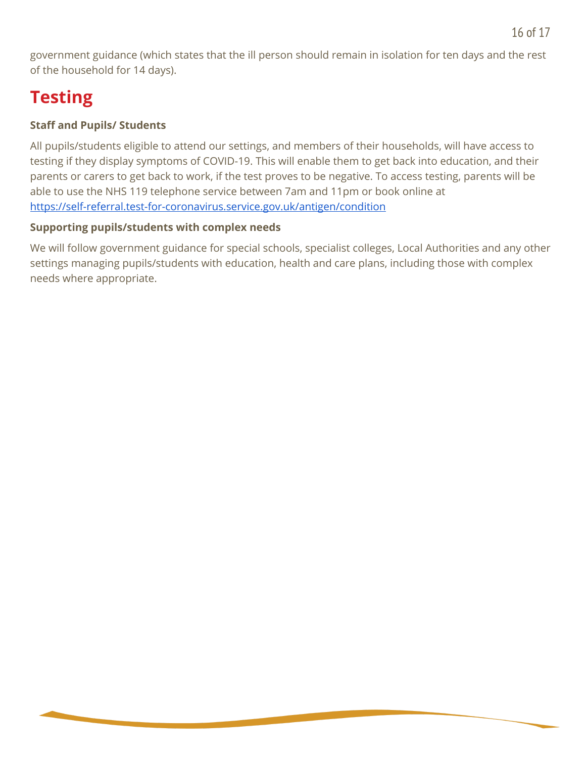government guidance (which states that the ill person should remain in isolation for ten days and the rest of the household for 14 days).

# Testing

**Staff and Pupils/ Students**

All pupils/students eligible to attend our settings, and members of their households, will have access to testing if they display symptoms of COVID-19. This will enable them to get back into education, and their parents or carers to get back to work, if the test proves to be negative. To access testing, parents will be able to use the NHS 119 telephone service between 7am and 11pm or book online at [https://self-referral.test-for-coronavirus.service.gov.uk/antigen/condition](https://self-referral.test-for-coronavirus.service.gov.uk/antigen/condition)

**Supporting pupils/students with complex needs**

We will follow government guidance for special schools, specialist colleges, Local Authorities and any other settings managing pupils/students with education, health and care plans, including those with complex needs where appropriate.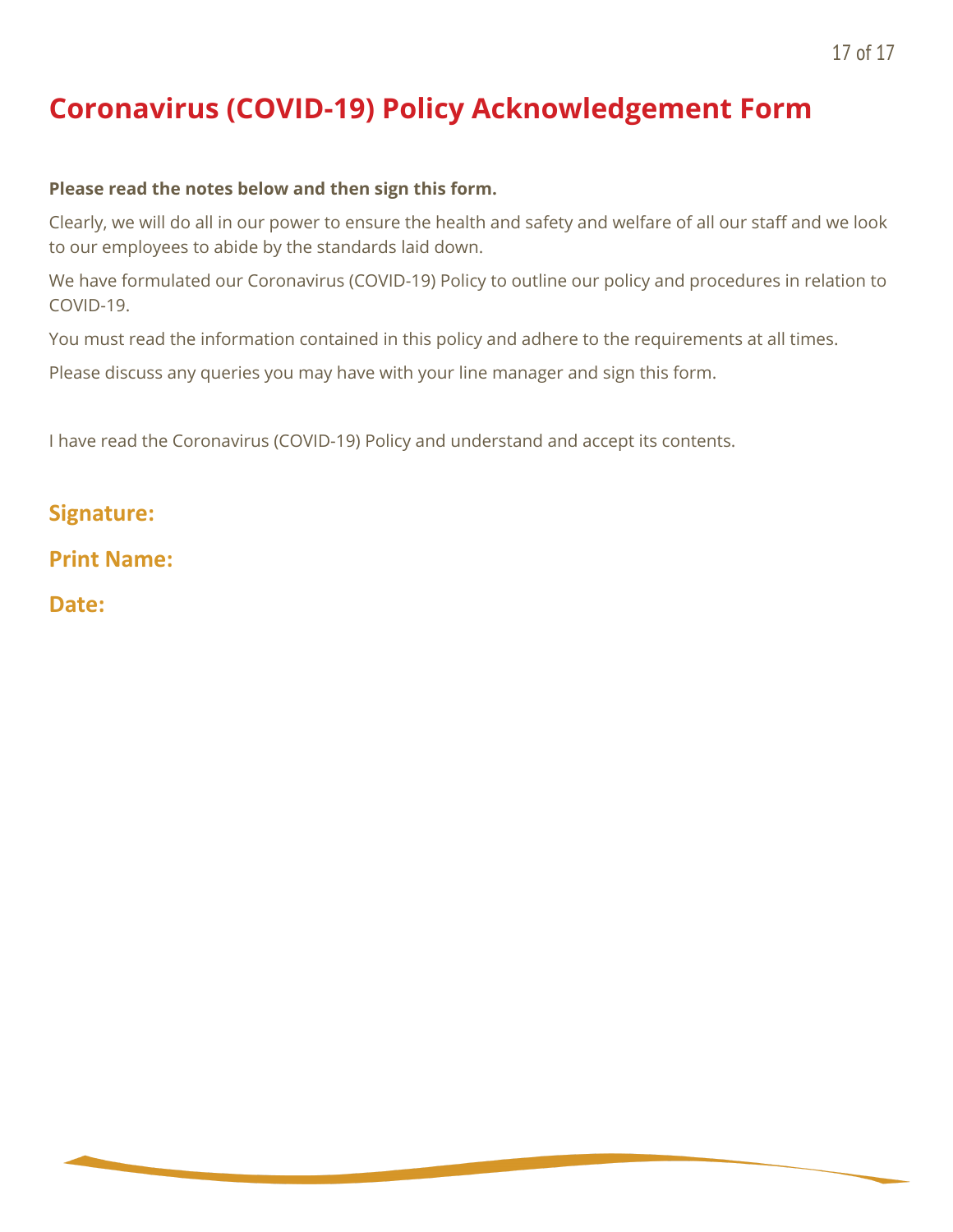# Coronavirus (COVID-19) Policy Acknowledgement Form

**Please read the notes below and then sign this form.**

Clearly, we will do all in our power to ensure the health and safety and welfare of all our staff and we look to our employees to abide by the standards laid down.

We have formulated our Coronavirus (COVID-19) Policy to outline our policy and procedures in relation to COVID-19.

You must read the information contained in this policy and adhere to the requirements at all times.

Please discuss any queries you may have with your line manager and sign this form.

I have read the Coronavirus (COVID-19) Policy and understand and accept its contents.

**Signature:**

**Print Name:**

**Date:**